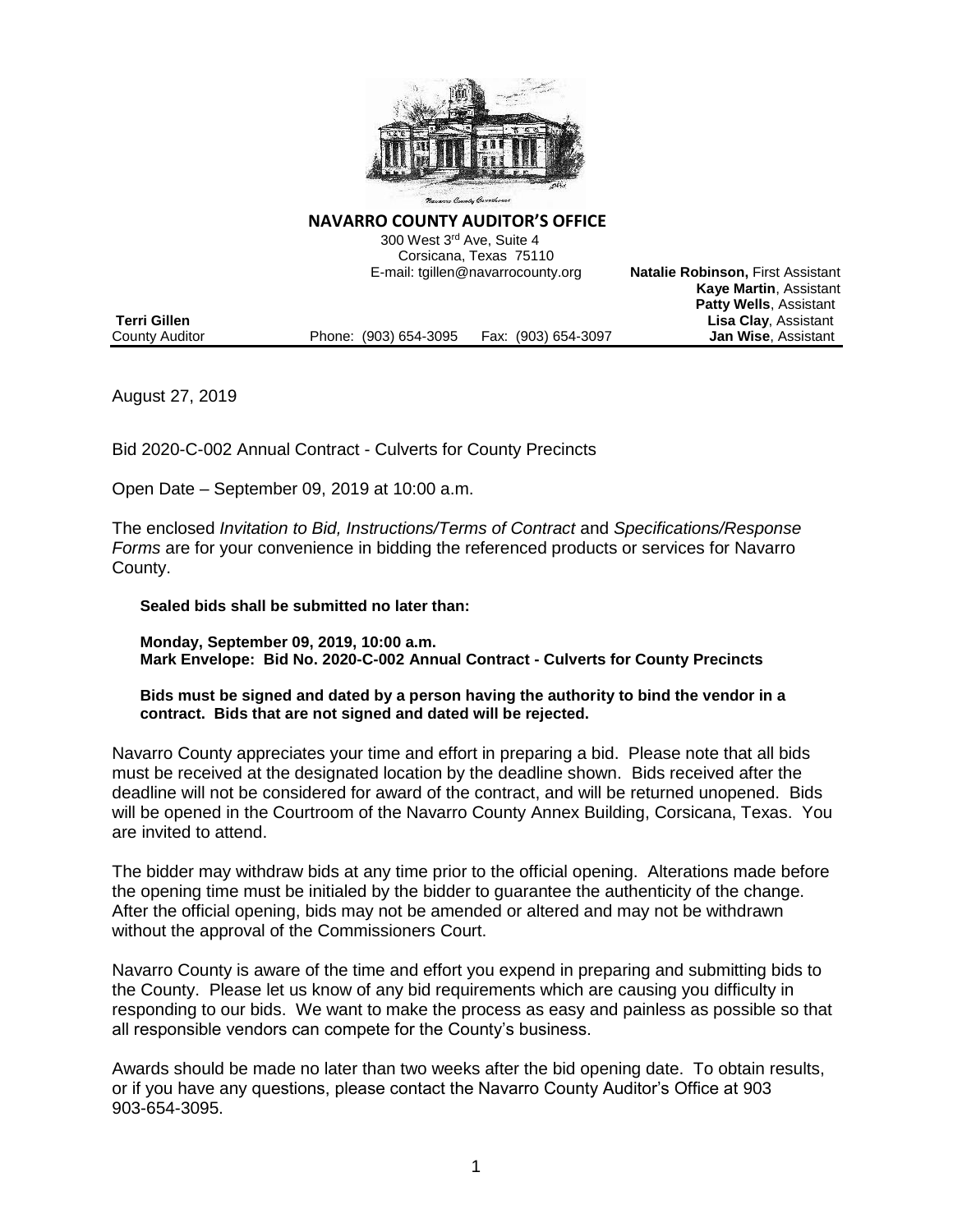**NAVARRO COUNTY AUDITOR'S OFFICE**

300 West 3rd Ave, Suite 4
Corsicana, Texas 75110
E-mail: tgillen@navarrocounty.org

**Natalie Robinson,** First Assistant
**Kaye Martin**, Assistant
**Patty Wells**, Assistant
**Lisa Clay**, Assistant
**Jan Wise**, Assistant

**Terri Gillen**
County Auditor

Phone: (903) 654-3095 Fax: (903) 654-3097

August 27, 2019

Bid 2020-C-002 Annual Contract - Culverts for County Precincts

Open Date – September 09, 2019 at 10:00 a.m.

The enclosed *Invitation to Bid, Instructions/Terms of Contract* and *Specifications/Response Forms* are for your convenience in bidding the referenced products or services for Navarro County.

**Sealed bids shall be submitted no later than:**

**Monday, September 09, 2019, 10:00 a.m.**
**Mark Envelope: Bid No. 2020-C-002 Annual Contract - Culverts for County Precincts**

**Bids must be signed and dated by a person having the authority to bind the vendor in a contract. Bids that are not signed and dated will be rejected.**

Navarro County appreciates your time and effort in preparing a bid. Please note that all bids must be received at the designated location by the deadline shown. Bids received after the deadline will not be considered for award of the contract, and will be returned unopened. Bids will be opened in the Courtroom of the Navarro County Annex Building, Corsicana, Texas. You are invited to attend.

The bidder may withdraw bids at any time prior to the official opening. Alterations made before the opening time must be initialed by the bidder to guarantee the authenticity of the change. After the official opening, bids may not be amended or altered and may not be withdrawn without the approval of the Commissioners Court.

Navarro County is aware of the time and effort you expend in preparing and submitting bids to the County. Please let us know of any bid requirements which are causing you difficulty in responding to our bids. We want to make the process as easy and painless as possible so that all responsible vendors can compete for the County's business.

Awards should be made no later than two weeks after the bid opening date. To obtain results, or if you have any questions, please contact the Navarro County Auditor's Office at 903 903-654-3095.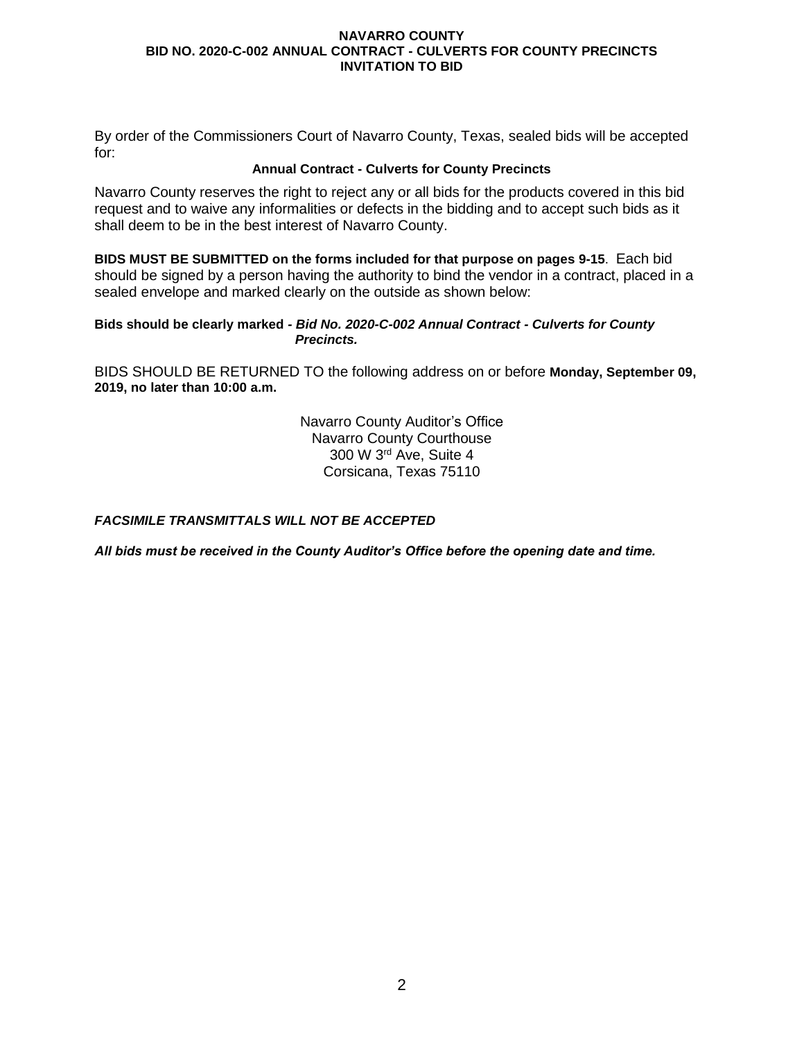# NAVARRO COUNTY
## BID NO. 2020-C-002 ANNUAL CONTRACT - CULVERTS FOR COUNTY PRECINCTS
## INVITATION TO BID

By order of the Commissioners Court of Navarro County, Texas, sealed bids will be accepted for:

**Annual Contract - Culverts for County Precincts**

Navarro County reserves the right to reject any or all bids for the products covered in this bid request and to waive any informalities or defects in the bidding and to accept such bids as it shall deem to be in the best interest of Navarro County.

**BIDS MUST BE SUBMITTED on the forms included for that purpose on pages 9-15**. Each bid should be signed by a person having the authority to bind the vendor in a contract, placed in a sealed envelope and marked clearly on the outside as shown below:

**Bids should be clearly marked - *Bid No. 2020-C-002 Annual Contract - Culverts for County Precincts.***

BIDS SHOULD BE RETURNED TO the following address on or before **Monday, September 09, 2019, no later than 10:00 a.m.**

Navarro County Auditor's Office
Navarro County Courthouse
300 W 3rd Ave, Suite 4
Corsicana, Texas 75110

***FACSIMILE TRANSMITTALS WILL NOT BE ACCEPTED***

***All bids must be received in the County Auditor's Office before the opening date and time.***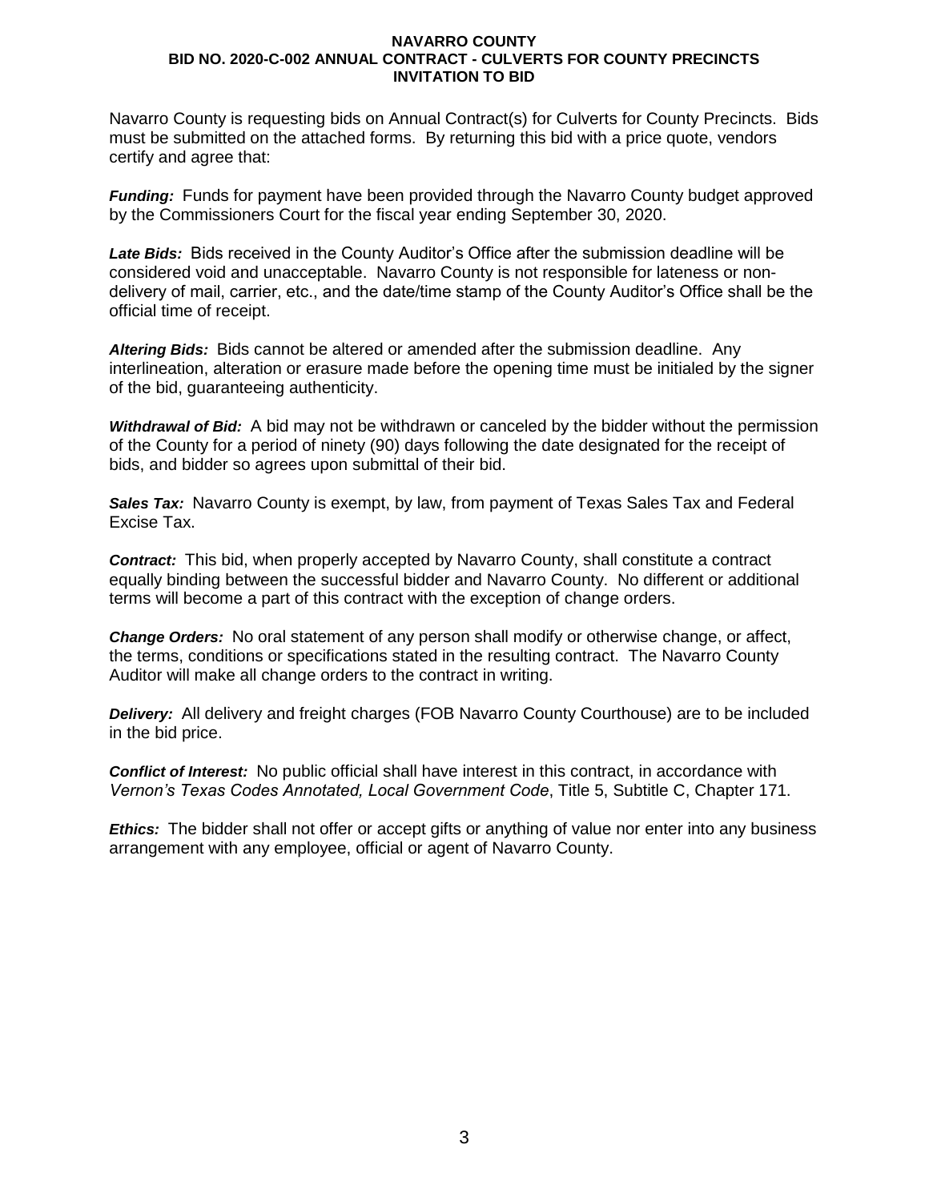# NAVARRO COUNTY
## BID NO. 2020-C-002 ANNUAL CONTRACT - CULVERTS FOR COUNTY PRECINCTS
## INVITATION TO BID

Navarro County is requesting bids on Annual Contract(s) for Culverts for County Precincts. Bids must be submitted on the attached forms. By returning this bid with a price quote, vendors certify and agree that:

***Funding:*** Funds for payment have been provided through the Navarro County budget approved by the Commissioners Court for the fiscal year ending September 30, 2020.

***Late Bids:*** Bids received in the County Auditor's Office after the submission deadline will be considered void and unacceptable. Navarro County is not responsible for lateness or non-delivery of mail, carrier, etc., and the date/time stamp of the County Auditor's Office shall be the official time of receipt.

***Altering Bids:*** Bids cannot be altered or amended after the submission deadline. Any interlineation, alteration or erasure made before the opening time must be initialed by the signer of the bid, guaranteeing authenticity.

***Withdrawal of Bid:*** A bid may not be withdrawn or canceled by the bidder without the permission of the County for a period of ninety (90) days following the date designated for the receipt of bids, and bidder so agrees upon submittal of their bid.

***Sales Tax:*** Navarro County is exempt, by law, from payment of Texas Sales Tax and Federal Excise Tax.

***Contract:*** This bid, when properly accepted by Navarro County, shall constitute a contract equally binding between the successful bidder and Navarro County. No different or additional terms will become a part of this contract with the exception of change orders.

***Change Orders:*** No oral statement of any person shall modify or otherwise change, or affect, the terms, conditions or specifications stated in the resulting contract. The Navarro County Auditor will make all change orders to the contract in writing.

***Delivery:*** All delivery and freight charges (FOB Navarro County Courthouse) are to be included in the bid price.

***Conflict of Interest:*** No public official shall have interest in this contract, in accordance with *Vernon's Texas Codes Annotated, Local Government Code*, Title 5, Subtitle C, Chapter 171.

***Ethics:*** The bidder shall not offer or accept gifts or anything of value nor enter into any business arrangement with any employee, official or agent of Navarro County.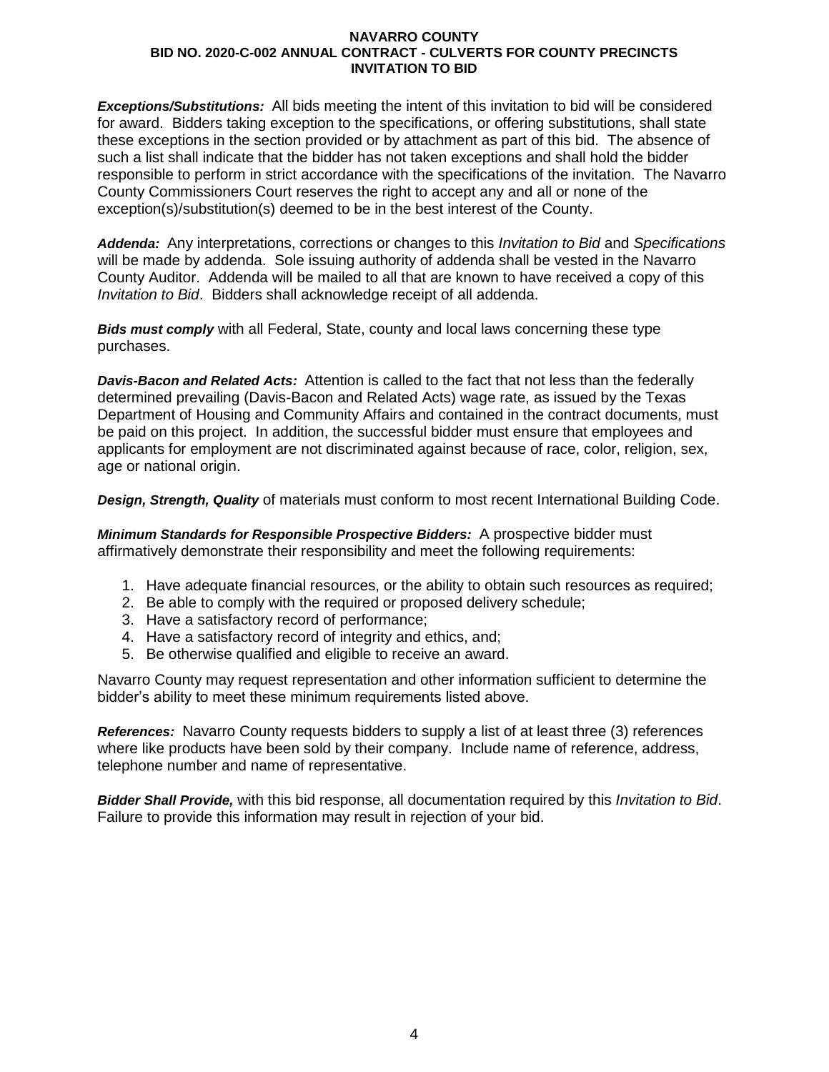***Exceptions/Substitutions:*** All bids meeting the intent of this invitation to bid will be considered for award. Bidders taking exception to the specifications, or offering substitutions, shall state these exceptions in the section provided or by attachment as part of this bid. The absence of such a list shall indicate that the bidder has not taken exceptions and shall hold the bidder responsible to perform in strict accordance with the specifications of the invitation. The Navarro County Commissioners Court reserves the right to accept any and all or none of the exception(s)/substitution(s) deemed to be in the best interest of the County.

***Addenda:*** Any interpretations, corrections or changes to this *Invitation to Bid* and *Specifications* will be made by addenda. Sole issuing authority of addenda shall be vested in the Navarro County Auditor. Addenda will be mailed to all that are known to have received a copy of this *Invitation to Bid*. Bidders shall acknowledge receipt of all addenda.

***Bids must comply*** with all Federal, State, county and local laws concerning these type purchases.

***Davis-Bacon and Related Acts:*** Attention is called to the fact that not less than the federally determined prevailing (Davis-Bacon and Related Acts) wage rate, as issued by the Texas Department of Housing and Community Affairs and contained in the contract documents, must be paid on this project. In addition, the successful bidder must ensure that employees and applicants for employment are not discriminated against because of race, color, religion, sex, age or national origin.

***Design, Strength, Quality*** of materials must conform to most recent International Building Code.

***Minimum Standards for Responsible Prospective Bidders:*** A prospective bidder must affirmatively demonstrate their responsibility and meet the following requirements:

1. Have adequate financial resources, or the ability to obtain such resources as required;
2. Be able to comply with the required or proposed delivery schedule;
3. Have a satisfactory record of performance;
4. Have a satisfactory record of integrity and ethics, and;
5. Be otherwise qualified and eligible to receive an award.

Navarro County may request representation and other information sufficient to determine the bidder's ability to meet these minimum requirements listed above.

***References:*** Navarro County requests bidders to supply a list of at least three (3) references where like products have been sold by their company. Include name of reference, address, telephone number and name of representative.

***Bidder Shall Provide,*** with this bid response, all documentation required by this *Invitation to Bid*. Failure to provide this information may result in rejection of your bid.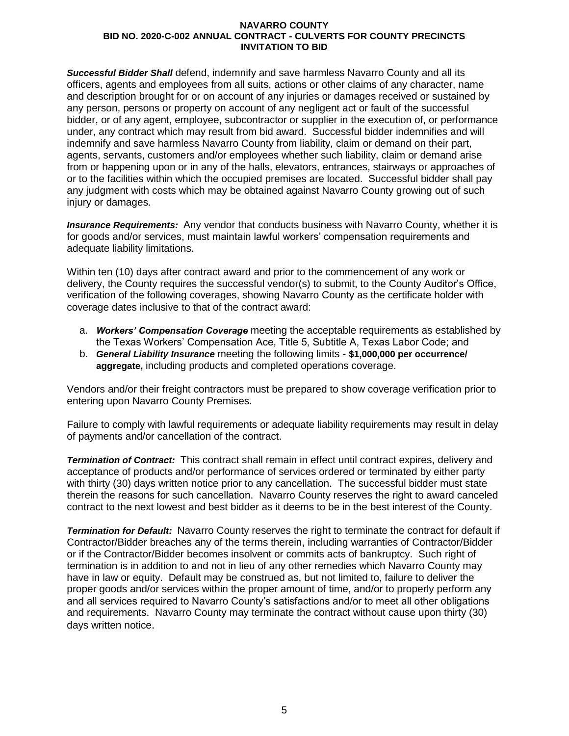***Successful Bidder Shall*** defend, indemnify and save harmless Navarro County and all its officers, agents and employees from all suits, actions or other claims of any character, name and description brought for or on account of any injuries or damages received or sustained by any person, persons or property on account of any negligent act or fault of the successful bidder, or of any agent, employee, subcontractor or supplier in the execution of, or performance under, any contract which may result from bid award. Successful bidder indemnifies and will indemnify and save harmless Navarro County from liability, claim or demand on their part, agents, servants, customers and/or employees whether such liability, claim or demand arise from or happening upon or in any of the halls, elevators, entrances, stairways or approaches of or to the facilities within which the occupied premises are located. Successful bidder shall pay any judgment with costs which may be obtained against Navarro County growing out of such injury or damages.

***Insurance Requirements:*** Any vendor that conducts business with Navarro County, whether it is for goods and/or services, must maintain lawful workers' compensation requirements and adequate liability limitations.

Within ten (10) days after contract award and prior to the commencement of any work or delivery, the County requires the successful vendor(s) to submit, to the County Auditor's Office, verification of the following coverages, showing Navarro County as the certificate holder with coverage dates inclusive to that of the contract award:

a. ***Workers' Compensation Coverage*** meeting the acceptable requirements as established by the Texas Workers' Compensation Ace, Title 5, Subtitle A, Texas Labor Code; and
b. ***General Liability Insurance*** meeting the following limits - **$1,000,000 per occurrence/ aggregate,** including products and completed operations coverage.

Vendors and/or their freight contractors must be prepared to show coverage verification prior to entering upon Navarro County Premises.

Failure to comply with lawful requirements or adequate liability requirements may result in delay of payments and/or cancellation of the contract.

***Termination of Contract:*** This contract shall remain in effect until contract expires, delivery and acceptance of products and/or performance of services ordered or terminated by either party with thirty (30) days written notice prior to any cancellation. The successful bidder must state therein the reasons for such cancellation. Navarro County reserves the right to award canceled contract to the next lowest and best bidder as it deems to be in the best interest of the County.

***Termination for Default:*** Navarro County reserves the right to terminate the contract for default if Contractor/Bidder breaches any of the terms therein, including warranties of Contractor/Bidder or if the Contractor/Bidder becomes insolvent or commits acts of bankruptcy. Such right of termination is in addition to and not in lieu of any other remedies which Navarro County may have in law or equity. Default may be construed as, but not limited to, failure to deliver the proper goods and/or services within the proper amount of time, and/or to properly perform any and all services required to Navarro County's satisfactions and/or to meet all other obligations and requirements. Navarro County may terminate the contract without cause upon thirty (30) days written notice.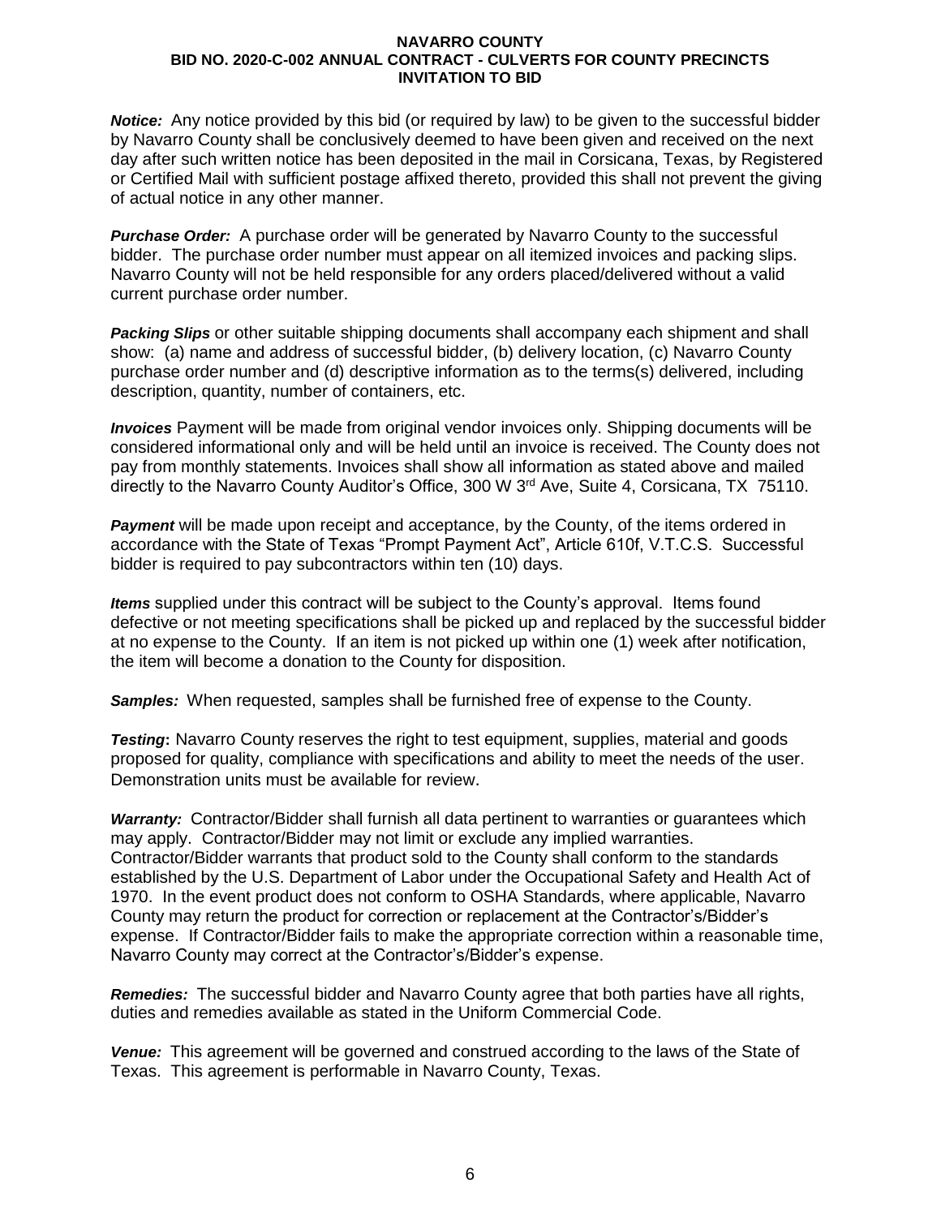***Notice:*** Any notice provided by this bid (or required by law) to be given to the successful bidder by Navarro County shall be conclusively deemed to have been given and received on the next day after such written notice has been deposited in the mail in Corsicana, Texas, by Registered or Certified Mail with sufficient postage affixed thereto, provided this shall not prevent the giving of actual notice in any other manner.

***Purchase Order:*** A purchase order will be generated by Navarro County to the successful bidder. The purchase order number must appear on all itemized invoices and packing slips. Navarro County will not be held responsible for any orders placed/delivered without a valid current purchase order number.

***Packing Slips*** or other suitable shipping documents shall accompany each shipment and shall show: (a) name and address of successful bidder, (b) delivery location, (c) Navarro County purchase order number and (d) descriptive information as to the terms(s) delivered, including description, quantity, number of containers, etc.

***Invoices*** Payment will be made from original vendor invoices only. Shipping documents will be considered informational only and will be held until an invoice is received. The County does not pay from monthly statements. Invoices shall show all information as stated above and mailed directly to the Navarro County Auditor's Office, 300 W 3rd Ave, Suite 4, Corsicana, TX 75110.

***Payment*** will be made upon receipt and acceptance, by the County, of the items ordered in accordance with the State of Texas "Prompt Payment Act", Article 610f, V.T.C.S. Successful bidder is required to pay subcontractors within ten (10) days.

***Items*** supplied under this contract will be subject to the County's approval. Items found defective or not meeting specifications shall be picked up and replaced by the successful bidder at no expense to the County. If an item is not picked up within one (1) week after notification, the item will become a donation to the County for disposition.

***Samples:*** When requested, samples shall be furnished free of expense to the County.

***Testing*:** Navarro County reserves the right to test equipment, supplies, material and goods proposed for quality, compliance with specifications and ability to meet the needs of the user. Demonstration units must be available for review.

***Warranty:*** Contractor/Bidder shall furnish all data pertinent to warranties or guarantees which may apply. Contractor/Bidder may not limit or exclude any implied warranties. Contractor/Bidder warrants that product sold to the County shall conform to the standards established by the U.S. Department of Labor under the Occupational Safety and Health Act of 1970. In the event product does not conform to OSHA Standards, where applicable, Navarro County may return the product for correction or replacement at the Contractor's/Bidder's expense. If Contractor/Bidder fails to make the appropriate correction within a reasonable time, Navarro County may correct at the Contractor's/Bidder's expense.

***Remedies:*** The successful bidder and Navarro County agree that both parties have all rights, duties and remedies available as stated in the Uniform Commercial Code.

***Venue:*** This agreement will be governed and construed according to the laws of the State of Texas. This agreement is performable in Navarro County, Texas.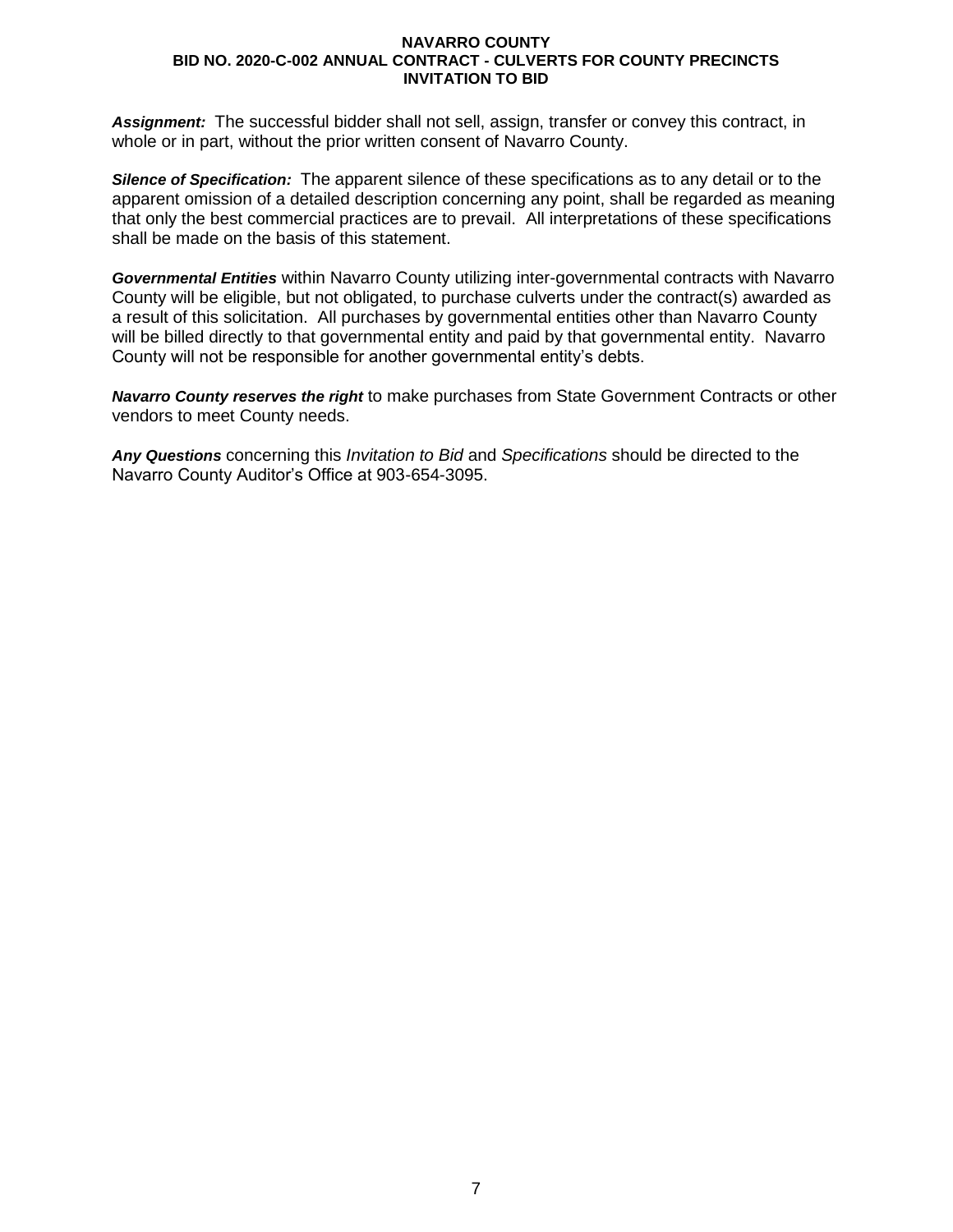***Assignment:*** The successful bidder shall not sell, assign, transfer or convey this contract, in whole or in part, without the prior written consent of Navarro County.

***Silence of Specification:*** The apparent silence of these specifications as to any detail or to the apparent omission of a detailed description concerning any point, shall be regarded as meaning that only the best commercial practices are to prevail. All interpretations of these specifications shall be made on the basis of this statement.

***Governmental Entities*** within Navarro County utilizing inter-governmental contracts with Navarro County will be eligible, but not obligated, to purchase culverts under the contract(s) awarded as a result of this solicitation. All purchases by governmental entities other than Navarro County will be billed directly to that governmental entity and paid by that governmental entity. Navarro County will not be responsible for another governmental entity's debts.

***Navarro County reserves the right*** to make purchases from State Government Contracts or other vendors to meet County needs.

***Any Questions*** concerning this *Invitation to Bid* and *Specifications* should be directed to the Navarro County Auditor's Office at 903-654-3095.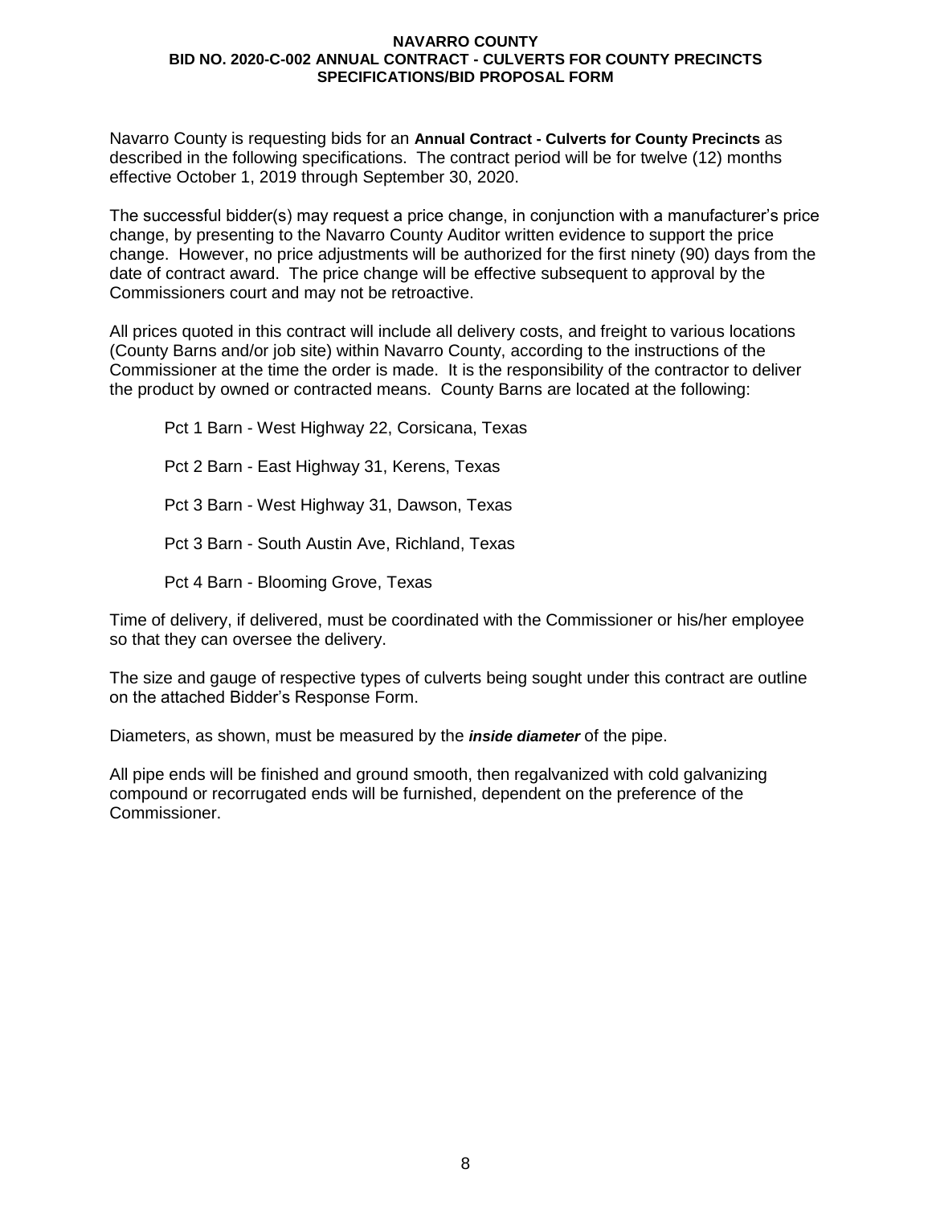# NAVARRO COUNTY
## BID NO. 2020-C-002 ANNUAL CONTRACT - CULVERTS FOR COUNTY PRECINCTS
## SPECIFICATIONS/BID PROPOSAL FORM

Navarro County is requesting bids for an **Annual Contract - Culverts for County Precincts** as described in the following specifications. The contract period will be for twelve (12) months effective October 1, 2019 through September 30, 2020.

The successful bidder(s) may request a price change, in conjunction with a manufacturer's price change, by presenting to the Navarro County Auditor written evidence to support the price change. However, no price adjustments will be authorized for the first ninety (90) days from the date of contract award. The price change will be effective subsequent to approval by the Commissioners court and may not be retroactive.

All prices quoted in this contract will include all delivery costs, and freight to various locations (County Barns and/or job site) within Navarro County, according to the instructions of the Commissioner at the time the order is made. It is the responsibility of the contractor to deliver the product by owned or contracted means. County Barns are located at the following:

Pct 1 Barn - West Highway 22, Corsicana, Texas

Pct 2 Barn - East Highway 31, Kerens, Texas

Pct 3 Barn - West Highway 31, Dawson, Texas

Pct 3 Barn - South Austin Ave, Richland, Texas

Pct 4 Barn - Blooming Grove, Texas

Time of delivery, if delivered, must be coordinated with the Commissioner or his/her employee so that they can oversee the delivery.

The size and gauge of respective types of culverts being sought under this contract are outline on the attached Bidder's Response Form.

Diameters, as shown, must be measured by the ***inside diameter*** of the pipe.

All pipe ends will be finished and ground smooth, then regalvanized with cold galvanizing compound or recorrugated ends will be furnished, dependent on the preference of the Commissioner.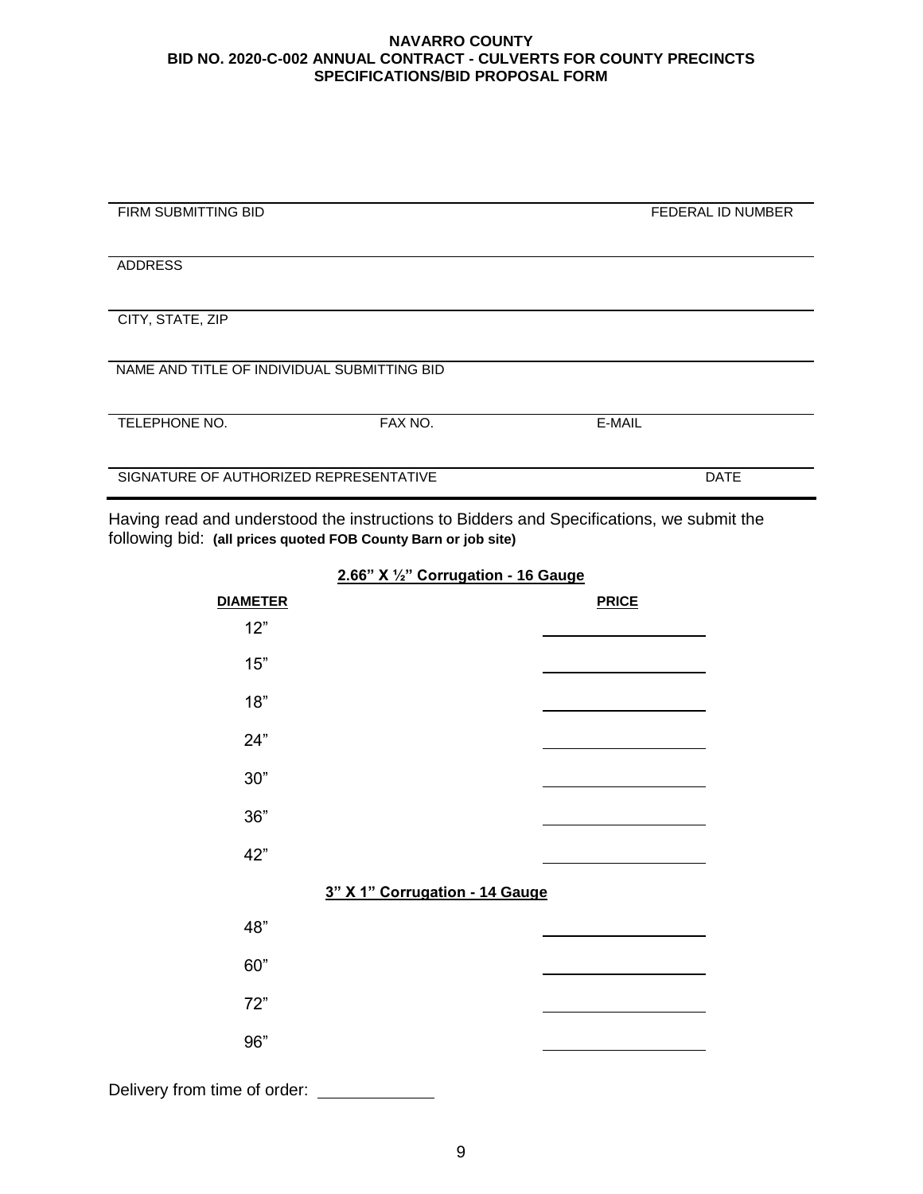**NAVARRO COUNTY**
**BID NO. 2020-C-002 ANNUAL CONTRACT - CULVERTS FOR COUNTY PRECINCTS**
**SPECIFICATIONS/BID PROPOSAL FORM**

| | |
|---|---|
| FIRM SUBMITTING BID | FEDERAL ID NUMBER |
| ADDRESS | |
| CITY, STATE, ZIP | |
| NAME AND TITLE OF INDIVIDUAL SUBMITTING BID | |

| | | |
|---|---|---|
| TELEPHONE NO. | FAX NO. | E-MAIL |
| SIGNATURE OF AUTHORIZED REPRESENTATIVE | | DATE |

Having read and understood the instructions to Bidders and Specifications, we submit the following bid: **(all prices quoted FOB County Barn or job site)**

**2.66" X ½" Corrugation - 16 Gauge**

| DIAMETER | PRICE |
|---|---|
| 12" | ____________ |
| 15" | ____________ |
| 18" | ____________ |
| 24" | ____________ |
| 30" | ____________ |
| 36" | ____________ |
| 42" | ____________ |

**3" X 1" Corrugation - 14 Gauge**

| DIAMETER | PRICE |
|---|---|
| 48" | ____________ |
| 60" | ____________ |
| 72" | ____________ |
| 96" | ____________ |

Delivery from time of order: ____________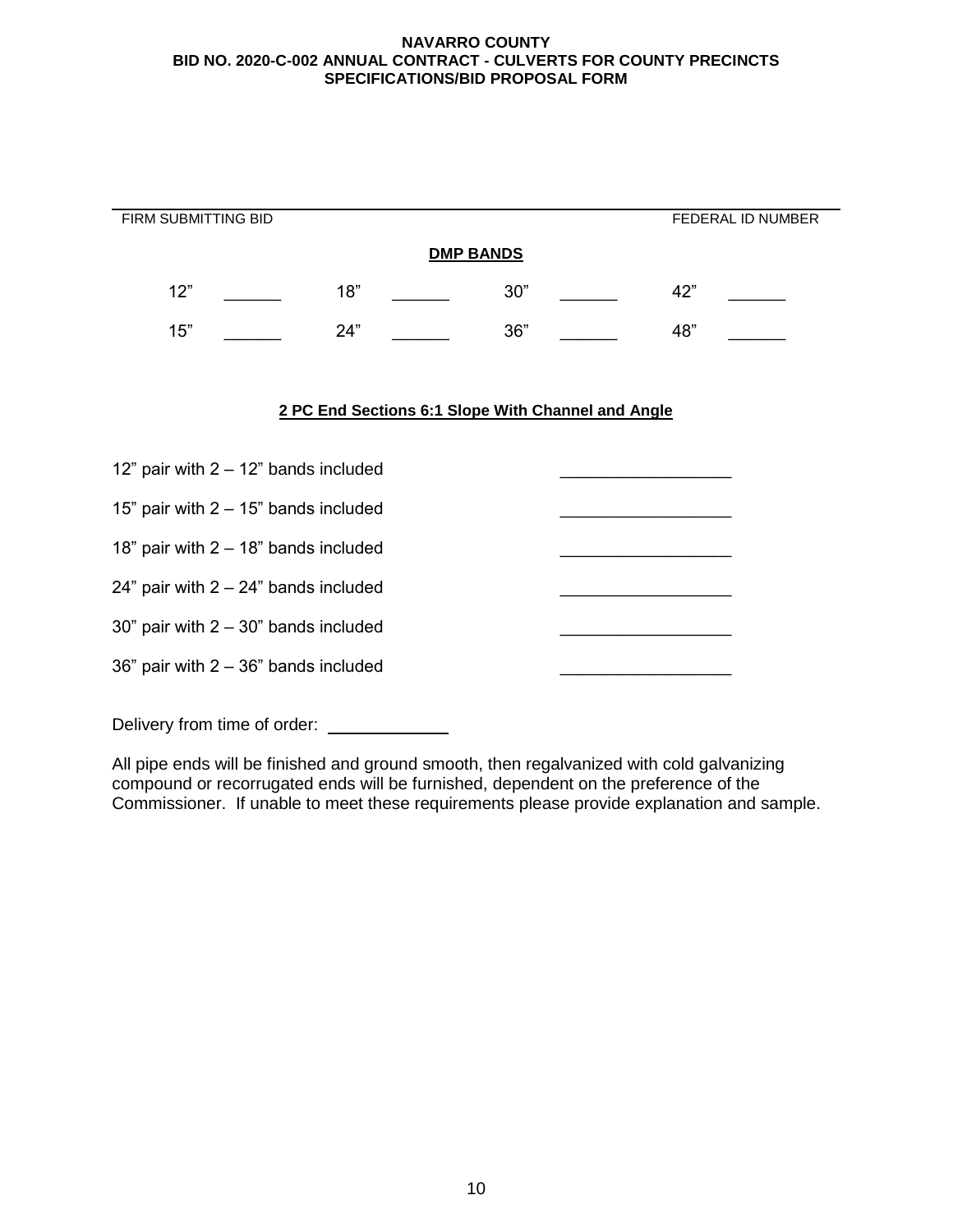**NAVARRO COUNTY**
**BID NO. 2020-C-002 ANNUAL CONTRACT - CULVERTS FOR COUNTY PRECINCTS**
**SPECIFICATIONS/BID PROPOSAL FORM**

______________________________________________________________________________

FIRM SUBMITTING BID FEDERAL ID NUMBER

**DMP BANDS**

| | | | | | | | |
|---|---|---|---|---|---|---|---|
| 12” | ______ | 18” | ______ | 30” | ______ | 42” | ______ |
| 15” | ______ | 24” | ______ | 36” | ______ | 48” | ______ |

**2 PC End Sections 6:1 Slope With Channel and Angle**

| | |
|---|---|
| 12” pair with 2 – 12” bands included | __________________ |
| 15” pair with 2 – 15” bands included | __________________ |
| 18” pair with 2 – 18” bands included | __________________ |
| 24” pair with 2 – 24” bands included | __________________ |
| 30” pair with 2 – 30” bands included | __________________ |
| 36” pair with 2 – 36” bands included | __________________ |

Delivery from time of order: ____________

All pipe ends will be finished and ground smooth, then regalvanized with cold galvanizing compound or recorrugated ends will be furnished, dependent on the preference of the Commissioner. If unable to meet these requirements please provide explanation and sample.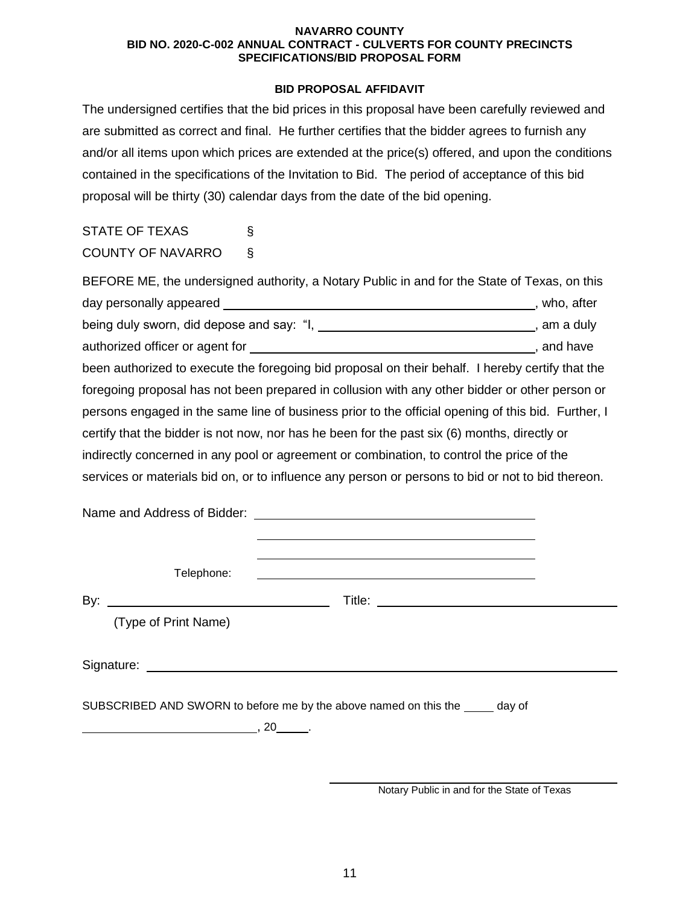**NAVARRO COUNTY**
**BID NO. 2020-C-002 ANNUAL CONTRACT - CULVERTS FOR COUNTY PRECINCTS**
**SPECIFICATIONS/BID PROPOSAL FORM**

**BID PROPOSAL AFFIDAVIT**

The undersigned certifies that the bid prices in this proposal have been carefully reviewed and are submitted as correct and final. He further certifies that the bidder agrees to furnish any and/or all items upon which prices are extended at the price(s) offered, and upon the conditions contained in the specifications of the Invitation to Bid. The period of acceptance of this bid proposal will be thirty (30) calendar days from the date of the bid opening.

STATE OF TEXAS §
COUNTY OF NAVARRO §

BEFORE ME, the undersigned authority, a Notary Public in and for the State of Texas, on this day personally appeared ______________________________, who, after being duly sworn, did depose and say: "I, ______________________________, am a duly authorized officer or agent for ______________________________, and have been authorized to execute the foregoing bid proposal on their behalf. I hereby certify that the foregoing proposal has not been prepared in collusion with any other bidder or other person or persons engaged in the same line of business prior to the official opening of this bid. Further, I certify that the bidder is not now, nor has he been for the past six (6) months, directly or indirectly concerned in any pool or agreement or combination, to control the price of the services or materials bid on, or to influence any person or persons to bid or not to bid thereon.

Name and Address of Bidder: ______________________________

______________________________

______________________________

Telephone: ______________________________

By: ______________________________ Title: ______________________________
(Type of Print Name)

Signature: ______________________________

SUBSCRIBED AND SWORN to before me by the above named on this the _____ day of ______________________________, 20_____.

______________________________
Notary Public in and for the State of Texas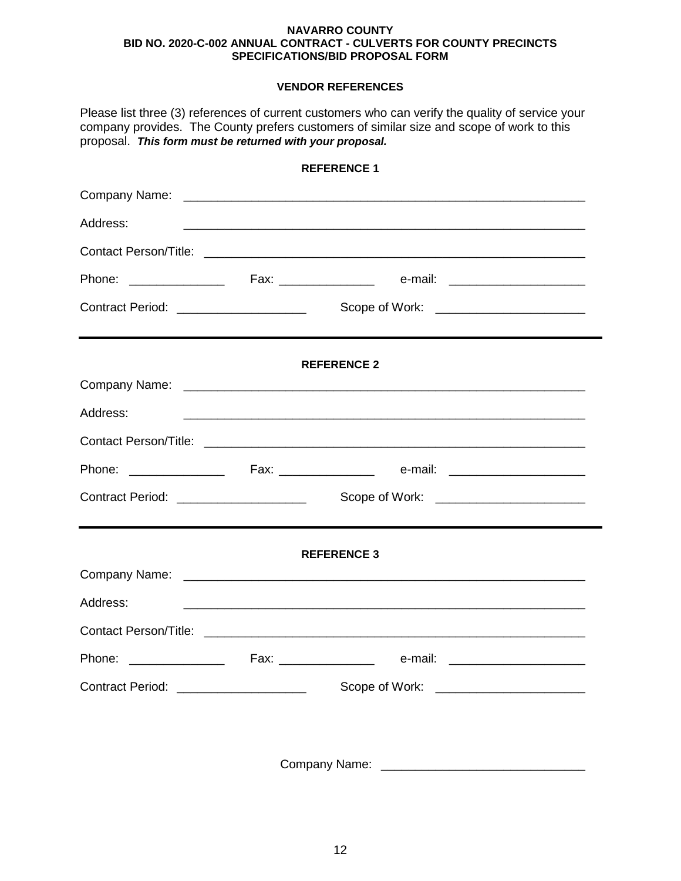**NAVARRO COUNTY**
**BID NO. 2020-C-002 ANNUAL CONTRACT - CULVERTS FOR COUNTY PRECINCTS**
**SPECIFICATIONS/BID PROPOSAL FORM**

## VENDOR REFERENCES

Please list three (3) references of current customers who can verify the quality of service your company provides. The County prefers customers of similar size and scope of work to this proposal. ***This form must be returned with your proposal.***

### REFERENCE 1

Company Name: ____________________________________________________________

Address: ____________________________________________________________

Contact Person/Title: ____________________________________________________________

Phone: ______________ Fax: ______________ e-mail: ____________________

Contract Period: ___________________ Scope of Work: ______________________

---

### REFERENCE 2

Company Name: ____________________________________________________________

Address: ____________________________________________________________

Contact Person/Title: ____________________________________________________________

Phone: ______________ Fax: ______________ e-mail: ____________________

Contract Period: ___________________ Scope of Work: ______________________

---

### REFERENCE 3

Company Name: ____________________________________________________________

Address: ____________________________________________________________

Contact Person/Title: ____________________________________________________________

Phone: ______________ Fax: ______________ e-mail: ____________________

Contract Period: ___________________ Scope of Work: ______________________

Company Name: ______________________________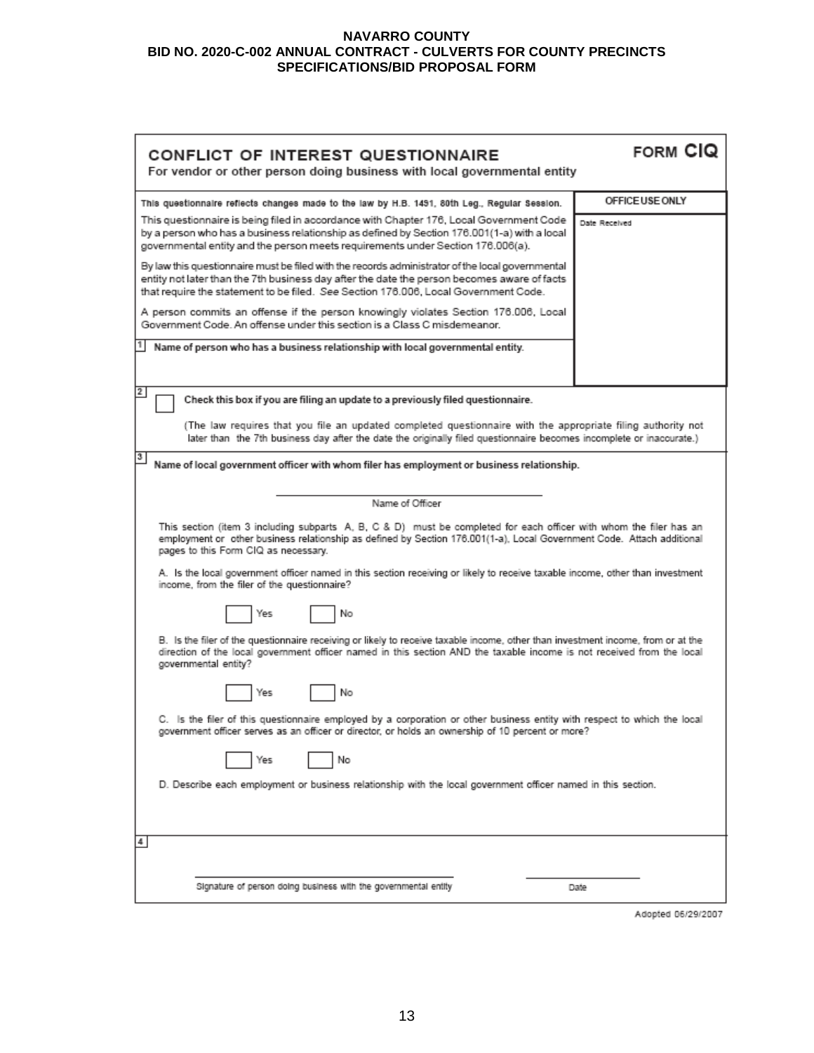**NAVARRO COUNTY**
**BID NO. 2020-C-002 ANNUAL CONTRACT - CULVERTS FOR COUNTY PRECINCTS**
**SPECIFICATIONS/BID PROPOSAL FORM**

## CONFLICT OF INTEREST QUESTIONNAIRE — FORM CIQ

For vendor or other person doing business with local governmental entity

| | OFFICE USE ONLY |
|---|---|
| This questionnaire reflects changes made to the law by H.B. 1491, 80th Leg., Regular Session. | Date Received |

This questionnaire is being filed in accordance with Chapter 176, Local Government Code by a person who has a business relationship as defined by Section 176.001(1-a) with a local governmental entity and the person meets requirements under Section 176.006(a).

By law this questionnaire must be filed with the records administrator of the local governmental entity not later than the 7th business day after the date the person becomes aware of facts that require the statement to be filed. *See* Section 176.006, Local Government Code.

A person commits an offense if the person knowingly violates Section 176.006, Local Government Code. An offense under this section is a Class C misdemeanor.

**1** **Name of person who has a business relationship with local governmental entity.**

**2** ☐ **Check this box if you are filing an update to a previously filed questionnaire.**

(The law requires that you file an updated completed questionnaire with the appropriate filing authority not later than the 7th business day after the date the originally filed questionnaire becomes incomplete or inaccurate.)

**3** **Name of local government officer with whom filer has employment or business relationship.**

_______________________________
Name of Officer

This section (item 3 including subparts A, B, C & D) must be completed for each officer with whom the filer has an employment or other business relationship as defined by Section 176.001(1-a), Local Government Code. Attach additional pages to this Form CIQ as necessary.

A. Is the local government officer named in this section receiving or likely to receive taxable income, other than investment income, from the filer of the questionnaire?

☐ Yes ☐ No

B. Is the filer of the questionnaire receiving or likely to receive taxable income, other than investment income, from or at the direction of the local government officer named in this section AND the taxable income is not received from the local governmental entity?

☐ Yes ☐ No

C. Is the filer of this questionnaire employed by a corporation or other business entity with respect to which the local government officer serves as an officer or director, or holds an ownership of 10 percent or more?

☐ Yes ☐ No

D. Describe each employment or business relationship with the local government officer named in this section.

**4**

_______________________________ _______________
Signature of person doing business with the governmental entity — Date

Adopted 06/29/2007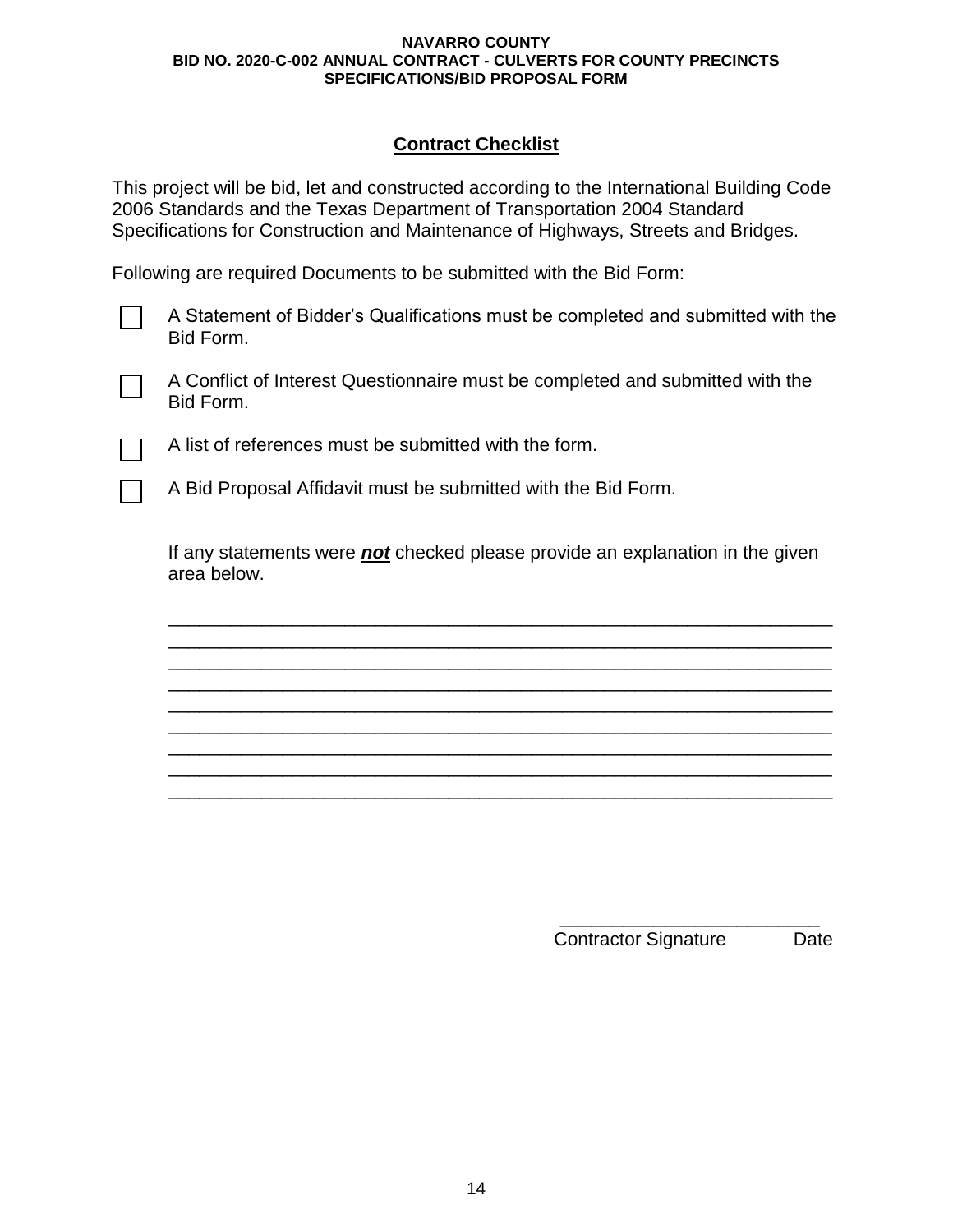## Contract Checklist

This project will be bid, let and constructed according to the International Building Code 2006 Standards and the Texas Department of Transportation 2004 Standard Specifications for Construction and Maintenance of Highways, Streets and Bridges.

Following are required Documents to be submitted with the Bid Form:

- ☐ A Statement of Bidder's Qualifications must be completed and submitted with the Bid Form.
- ☐ A Conflict of Interest Questionnaire must be completed and submitted with the Bid Form.
- ☐ A list of references must be submitted with the form.
- ☐ A Bid Proposal Affidavit must be submitted with the Bid Form.

If any statements were ***not*** checked please provide an explanation in the given area below.

_________________________________________________________________
_________________________________________________________________
_________________________________________________________________
_________________________________________________________________
_________________________________________________________________
_________________________________________________________________
_________________________________________________________________
_________________________________________________________________
_________________________________________________________________

_________________________

Contractor Signature Date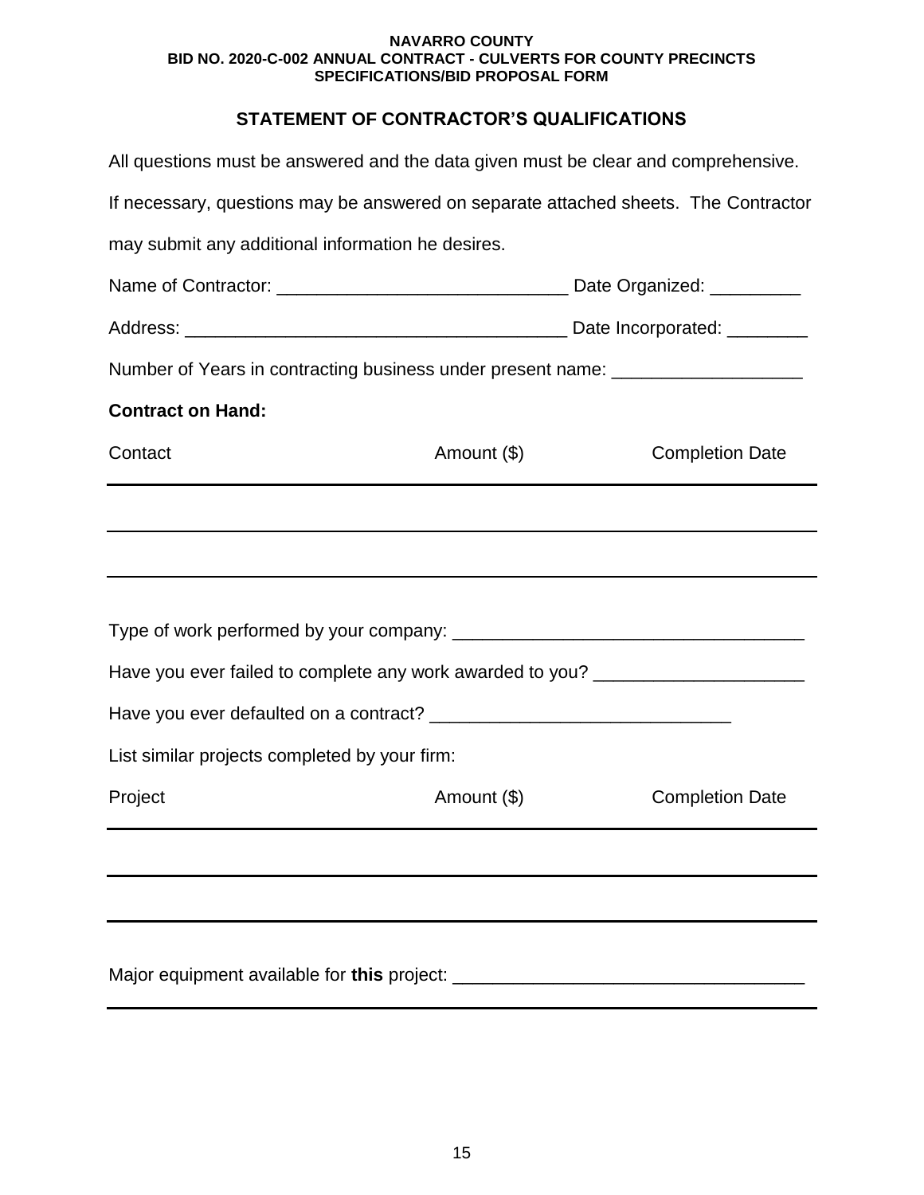NAVARRO COUNTY
BID NO. 2020-C-002 ANNUAL CONTRACT - CULVERTS FOR COUNTY PRECINCTS
SPECIFICATIONS/BID PROPOSAL FORM

## STATEMENT OF CONTRACTOR'S QUALIFICATIONS

All questions must be answered and the data given must be clear and comprehensive. If necessary, questions may be answered on separate attached sheets. The Contractor may submit any additional information he desires.

Name of Contractor: ____________________________ Date Organized: _________

Address: _____________________________________ Date Incorporated: ________

Number of Years in contracting business under present name: __________________

**Contract on Hand:**

| Contact | Amount ($) | Completion Date |
|---|---|---|
| | | |
| | | |
| | | |

Type of work performed by your company: __________________________________

Have you ever failed to complete any work awarded to you? ____________________

Have you ever defaulted on a contract? _____________________________

List similar projects completed by your firm:

| Project | Amount ($) | Completion Date |
|---|---|---|
| | | |
| | | |
| | | |

Major equipment available for **this** project: __________________________________

_____________________________________________________________________